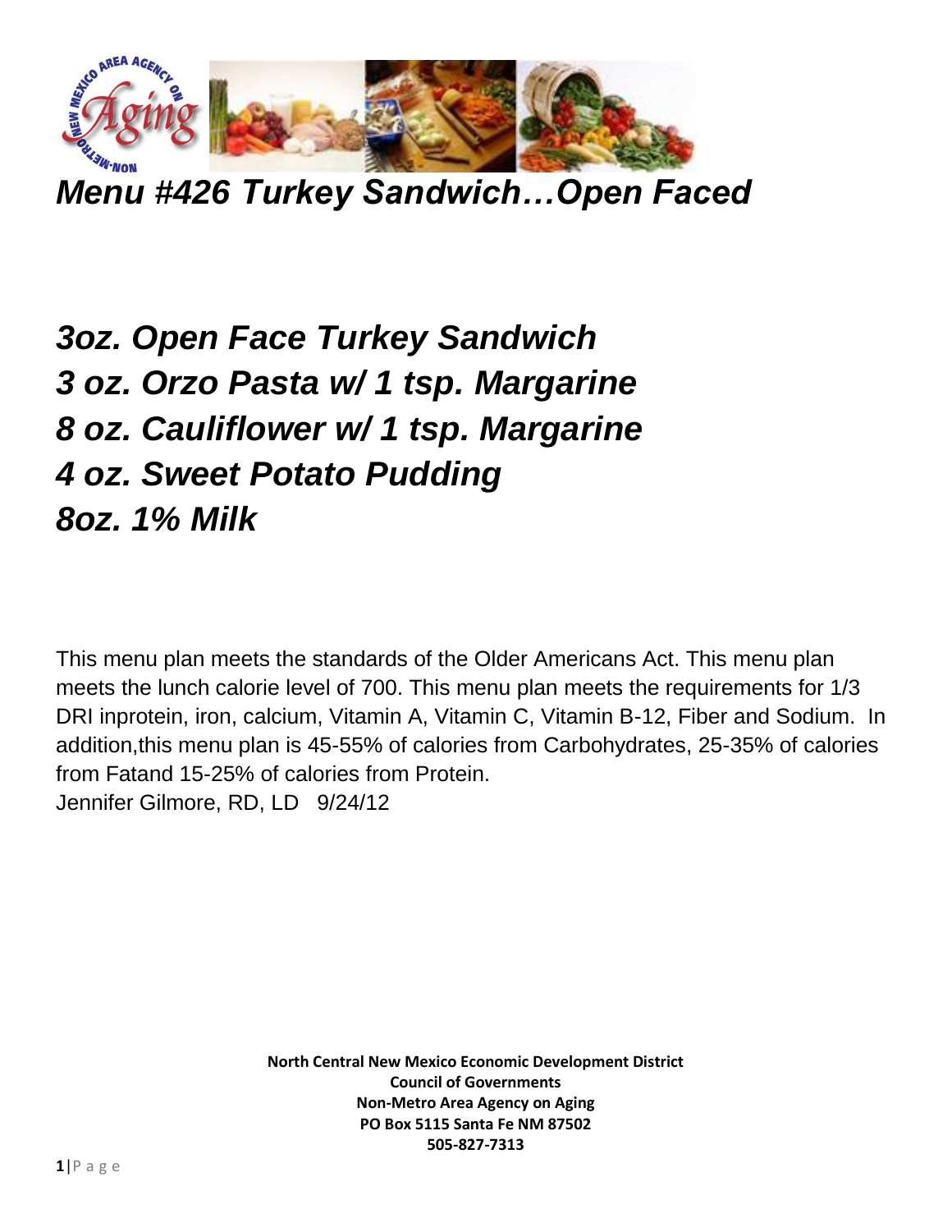# *Menu #426 Turkey Sandwich…Open Faced*

***3oz. Open Face Turkey Sandwich***
***3 oz. Orzo Pasta w/ 1 tsp. Margarine***
***8 oz. Cauliflower w/ 1 tsp. Margarine***
***4 oz. Sweet Potato Pudding***
***8oz. 1% Milk***

This menu plan meets the standards of the Older Americans Act. This menu plan meets the lunch calorie level of 700. This menu plan meets the requirements for 1/3 DRI inprotein, iron, calcium, Vitamin A, Vitamin C, Vitamin B-12, Fiber and Sodium. In addition,this menu plan is 45-55% of calories from Carbohydrates, 25-35% of calories from Fatand 15-25% of calories from Protein.
Jennifer Gilmore, RD, LD 9/24/12

**North Central New Mexico Economic Development District**
**Council of Governments**
**Non-Metro Area Agency on Aging**
**PO Box 5115 Santa Fe NM 87502**
**505-827-7313**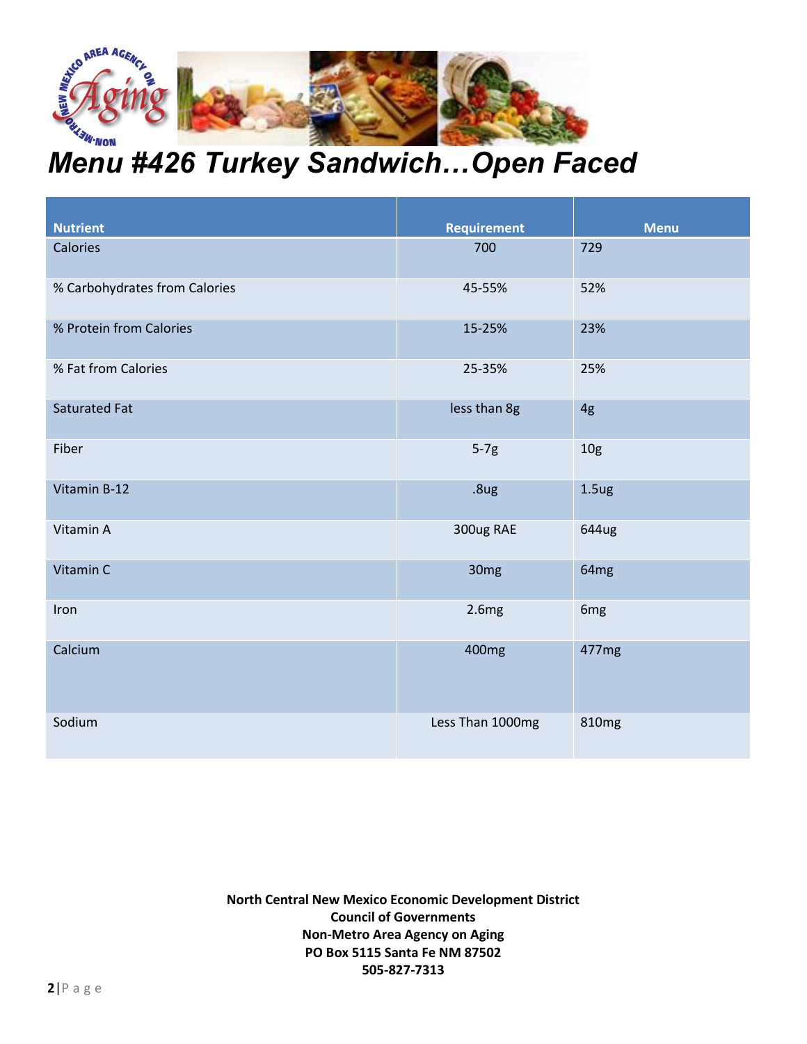# *Menu #426 Turkey Sandwich…Open Faced*

| Nutrient | Requirement | Menu |
|---|---|---|
| Calories | 700 | 729 |
| % Carbohydrates from Calories | 45-55% | 52% |
| % Protein from Calories | 15-25% | 23% |
| % Fat from Calories | 25-35% | 25% |
| Saturated Fat | less than 8g | 4g |
| Fiber | 5-7g | 10g |
| Vitamin B-12 | .8ug | 1.5ug |
| Vitamin A | 300ug RAE | 644ug |
| Vitamin C | 30mg | 64mg |
| Iron | 2.6mg | 6mg |
| Calcium | 400mg | 477mg |
| Sodium | Less Than 1000mg | 810mg |

**North Central New Mexico Economic Development District**
**Council of Governments**
**Non-Metro Area Agency on Aging**
**PO Box 5115 Santa Fe NM 87502**
**505-827-7313**